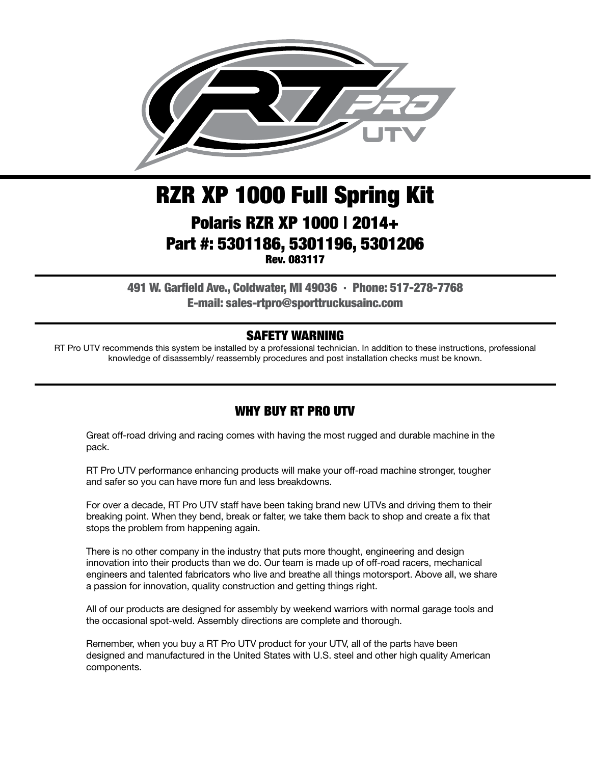# RZR XP 1000 Full Spring Kit

## Polaris RZR XP 1000 | 2014+

## Part #: 5301186, 5301196, 5301206

**Rev. 083117**

**491 W. Garfield Ave., Coldwater, MI 49036 · Phone: 517-278-7768**
**E-mail: sales-rtpro@sporttruckusainc.com**

### SAFETY WARNING

RT Pro UTV recommends this system be installed by a professional technician. In addition to these instructions, professional knowledge of disassembly/ reassembly procedures and post installation checks must be known.

### WHY BUY RT PRO UTV

Great off-road driving and racing comes with having the most rugged and durable machine in the pack.

RT Pro UTV performance enhancing products will make your off-road machine stronger, tougher and safer so you can have more fun and less breakdowns.

For over a decade, RT Pro UTV staff have been taking brand new UTVs and driving them to their breaking point. When they bend, break or falter, we take them back to shop and create a fix that stops the problem from happening again.

There is no other company in the industry that puts more thought, engineering and design innovation into their products than we do. Our team is made up of off-road racers, mechanical engineers and talented fabricators who live and breathe all things motorsport. Above all, we share a passion for innovation, quality construction and getting things right.

All of our products are designed for assembly by weekend warriors with normal garage tools and the occasional spot-weld. Assembly directions are complete and thorough.

Remember, when you buy a RT Pro UTV product for your UTV, all of the parts have been designed and manufactured in the United States with U.S. steel and other high quality American components.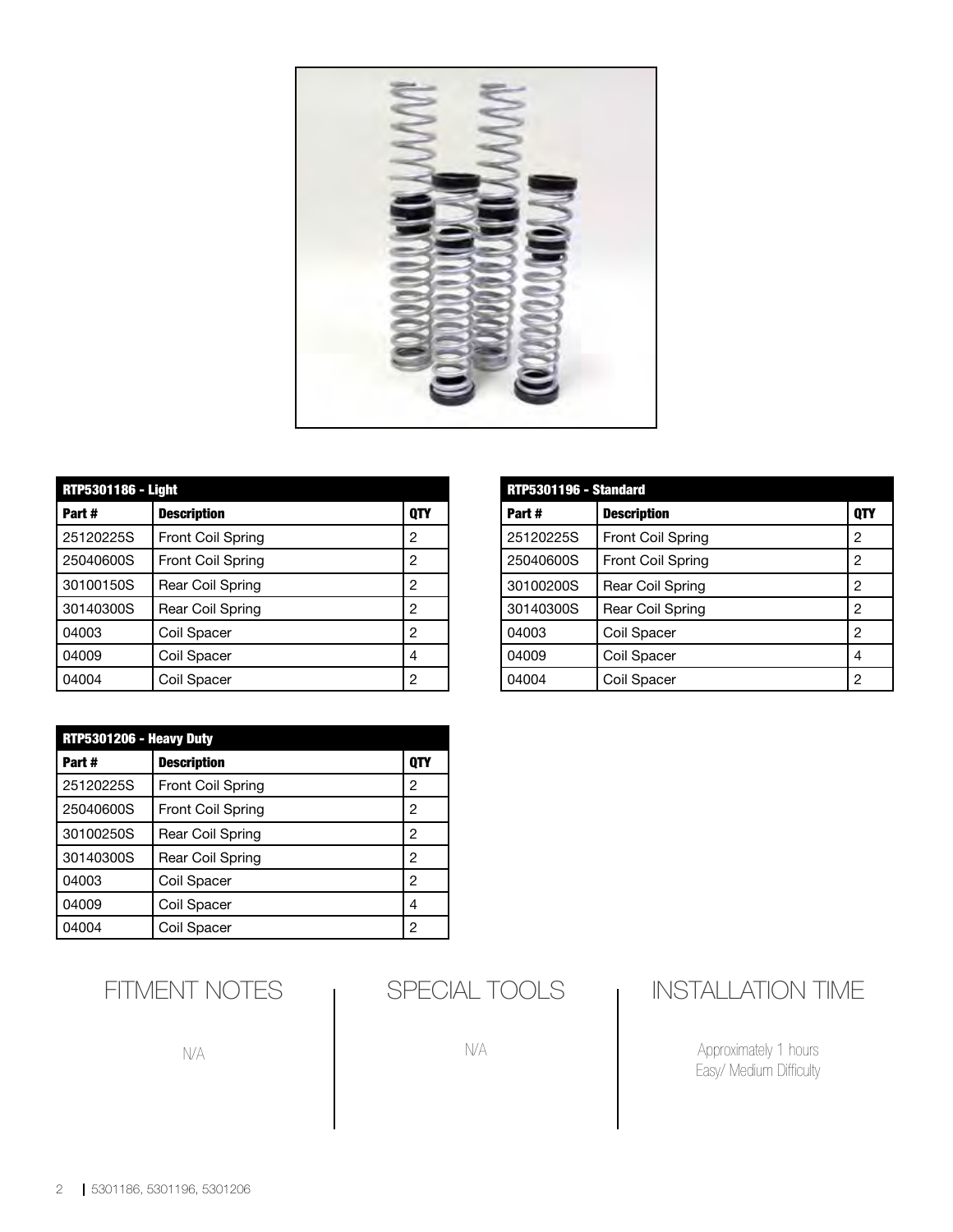| RTP5301186 - Light | | |
|---|---|---|
| **Part #** | **Description** | **QTY** |
| 25120225S | Front Coil Spring | 2 |
| 25040600S | Front Coil Spring | 2 |
| 30100150S | Rear Coil Spring | 2 |
| 30140300S | Rear Coil Spring | 2 |
| 04003 | Coil Spacer | 2 |
| 04009 | Coil Spacer | 4 |
| 04004 | Coil Spacer | 2 |

| RTP5301196 - Standard | | |
|---|---|---|
| **Part #** | **Description** | **QTY** |
| 25120225S | Front Coil Spring | 2 |
| 25040600S | Front Coil Spring | 2 |
| 30100200S | Rear Coil Spring | 2 |
| 30140300S | Rear Coil Spring | 2 |
| 04003 | Coil Spacer | 2 |
| 04009 | Coil Spacer | 4 |
| 04004 | Coil Spacer | 2 |

| RTP5301206 - Heavy Duty | | |
|---|---|---|
| **Part #** | **Description** | **QTY** |
| 25120225S | Front Coil Spring | 2 |
| 25040600S | Front Coil Spring | 2 |
| 30100250S | Rear Coil Spring | 2 |
| 30140300S | Rear Coil Spring | 2 |
| 04003 | Coil Spacer | 2 |
| 04009 | Coil Spacer | 4 |
| 04004 | Coil Spacer | 2 |

## FITMENT NOTES

N/A

## SPECIAL TOOLS

N/A

## INSTALLATION TIME

Approximately 1 hours
Easy/ Medium Difficulty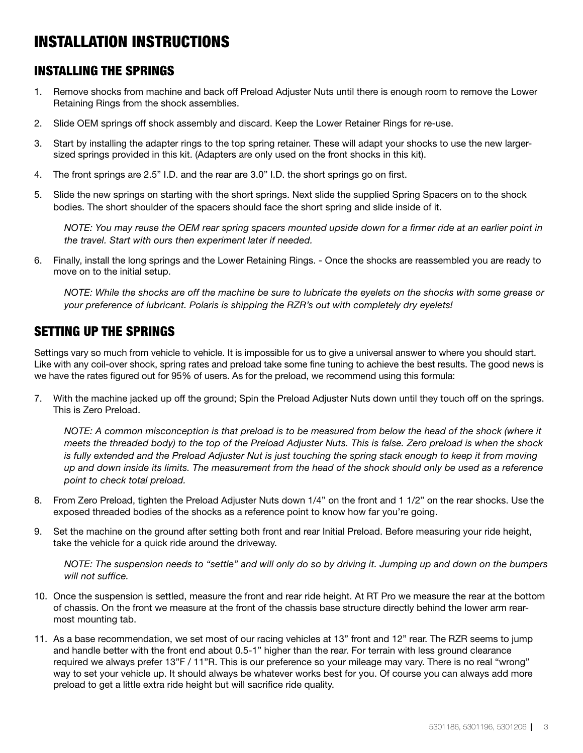# INSTALLATION INSTRUCTIONS

## INSTALLING THE SPRINGS

1. Remove shocks from machine and back off Preload Adjuster Nuts until there is enough room to remove the Lower Retaining Rings from the shock assemblies.
2. Slide OEM springs off shock assembly and discard. Keep the Lower Retainer Rings for re-use.
3. Start by installing the adapter rings to the top spring retainer. These will adapt your shocks to use the new larger-sized springs provided in this kit. (Adapters are only used on the front shocks in this kit).
4. The front springs are 2.5" I.D. and the rear are 3.0" I.D. the short springs go on first.
5. Slide the new springs on starting with the short springs. Next slide the supplied Spring Spacers on to the shock bodies. The short shoulder of the spacers should face the short spring and slide inside of it.

   *NOTE: You may reuse the OEM rear spring spacers mounted upside down for a firmer ride at an earlier point in the travel. Start with ours then experiment later if needed.*

6. Finally, install the long springs and the Lower Retaining Rings. - Once the shocks are reassembled you are ready to move on to the initial setup.

   *NOTE: While the shocks are off the machine be sure to lubricate the eyelets on the shocks with some grease or your preference of lubricant. Polaris is shipping the RZR's out with completely dry eyelets!*

## SETTING UP THE SPRINGS

Settings vary so much from vehicle to vehicle. It is impossible for us to give a universal answer to where you should start. Like with any coil-over shock, spring rates and preload take some fine tuning to achieve the best results. The good news is we have the rates figured out for 95% of users. As for the preload, we recommend using this formula:

7. With the machine jacked up off the ground; Spin the Preload Adjuster Nuts down until they touch off on the springs. This is Zero Preload.

   *NOTE: A common misconception is that preload is to be measured from below the head of the shock (where it meets the threaded body) to the top of the Preload Adjuster Nuts. This is false. Zero preload is when the shock is fully extended and the Preload Adjuster Nut is just touching the spring stack enough to keep it from moving up and down inside its limits. The measurement from the head of the shock should only be used as a reference point to check total preload.*

8. From Zero Preload, tighten the Preload Adjuster Nuts down 1/4" on the front and 1 1/2" on the rear shocks. Use the exposed threaded bodies of the shocks as a reference point to know how far you're going.
9. Set the machine on the ground after setting both front and rear Initial Preload. Before measuring your ride height, take the vehicle for a quick ride around the driveway.

   *NOTE: The suspension needs to "settle" and will only do so by driving it. Jumping up and down on the bumpers will not suffice.*

10. Once the suspension is settled, measure the front and rear ride height. At RT Pro we measure the rear at the bottom of chassis. On the front we measure at the front of the chassis base structure directly behind the lower arm rear-most mounting tab.
11. As a base recommendation, we set most of our racing vehicles at 13" front and 12" rear. The RZR seems to jump and handle better with the front end about 0.5-1" higher than the rear. For terrain with less ground clearance required we always prefer 13"F / 11"R. This is our preference so your mileage may vary. There is no real "wrong" way to set your vehicle up. It should always be whatever works best for you. Of course you can always add more preload to get a little extra ride height but will sacrifice ride quality.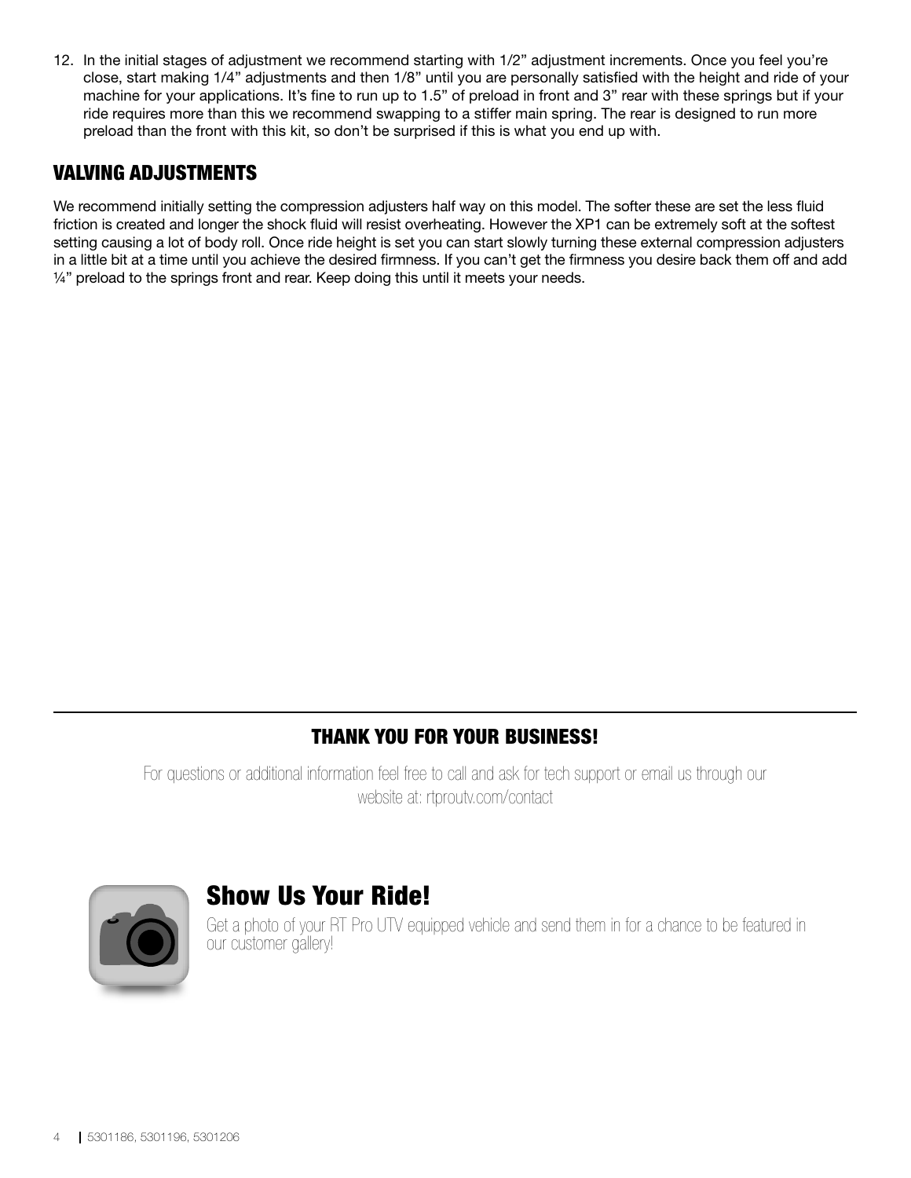12. In the initial stages of adjustment we recommend starting with 1/2” adjustment increments. Once you feel you’re close, start making 1/4” adjustments and then 1/8” until you are personally satisfied with the height and ride of your machine for your applications. It’s fine to run up to 1.5” of preload in front and 3” rear with these springs but if your ride requires more than this we recommend swapping to a stiffer main spring. The rear is designed to run more preload than the front with this kit, so don’t be surprised if this is what you end up with.

## VALVING ADJUSTMENTS

We recommend initially setting the compression adjusters half way on this model. The softer these are set the less fluid friction is created and longer the shock fluid will resist overheating. However the XP1 can be extremely soft at the softest setting causing a lot of body roll. Once ride height is set you can start slowly turning these external compression adjusters in a little bit at a time until you achieve the desired firmness. If you can’t get the firmness you desire back them off and add ¼” preload to the springs front and rear. Keep doing this until it meets your needs.

---

### THANK YOU FOR YOUR BUSINESS!

For questions or additional information feel free to call and ask for tech support or email us through our website at: rtproutv.com/contact

## Show Us Your Ride!

Get a photo of your RT Pro UTV equipped vehicle and send them in for a chance to be featured in our customer gallery!